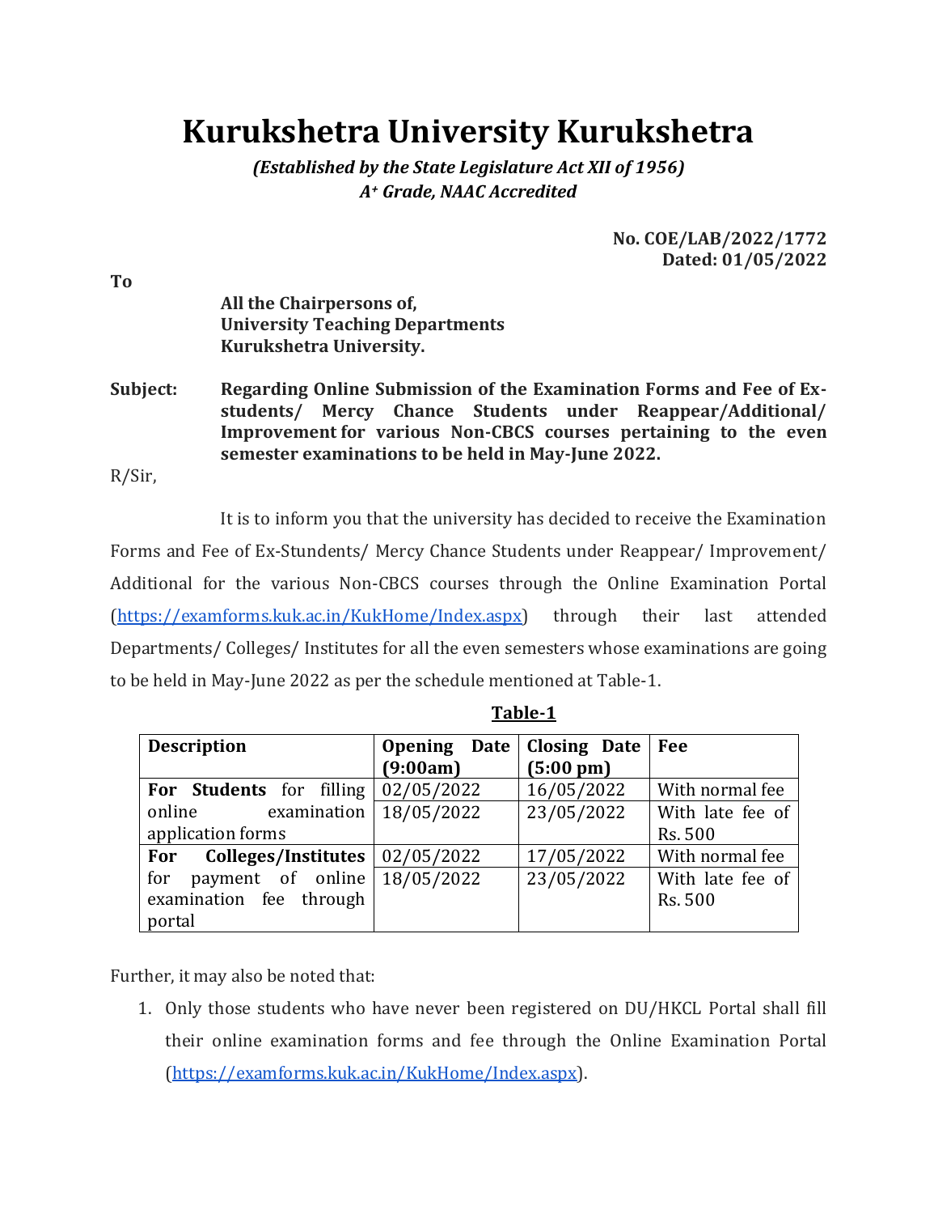# Kurukshetra University Kurukshetra

*(Established by the State Legislature Act XII of 1956)*
*A+ Grade, NAAC Accredited*

**No. COE/LAB/2022/1772**
**Dated: 01/05/2022**

**To**

**All the Chairpersons of,**
**University Teaching Departments**
**Kurukshetra University.**

**Subject: Regarding Online Submission of the Examination Forms and Fee of Ex-students/ Mercy Chance Students under Reappear/Additional/ Improvement for various Non-CBCS courses pertaining to the even semester examinations to be held in May-June 2022.**

R/Sir,

It is to inform you that the university has decided to receive the Examination Forms and Fee of Ex-Stundents/ Mercy Chance Students under Reappear/ Improvement/ Additional for the various Non-CBCS courses through the Online Examination Portal (https://examforms.kuk.ac.in/KukHome/Index.aspx) through their last attended Departments/ Colleges/ Institutes for all the even semesters whose examinations are going to be held in May-June 2022 as per the schedule mentioned at Table-1.

**Table-1**

| **Description** | **Opening Date (9:00am)** | **Closing Date (5:00 pm)** | **Fee** |
|---|---|---|---|
| **For Students** for filling online examination application forms | 02/05/2022 | 16/05/2022 | With normal fee |
| | 18/05/2022 | 23/05/2022 | With late fee of Rs. 500 |
| **For Colleges/Institutes** for payment of online examination fee through portal | 02/05/2022 | 17/05/2022 | With normal fee |
| | 18/05/2022 | 23/05/2022 | With late fee of Rs. 500 |

Further, it may also be noted that:

1. Only those students who have never been registered on DU/HKCL Portal shall fill their online examination forms and fee through the Online Examination Portal (https://examforms.kuk.ac.in/KukHome/Index.aspx).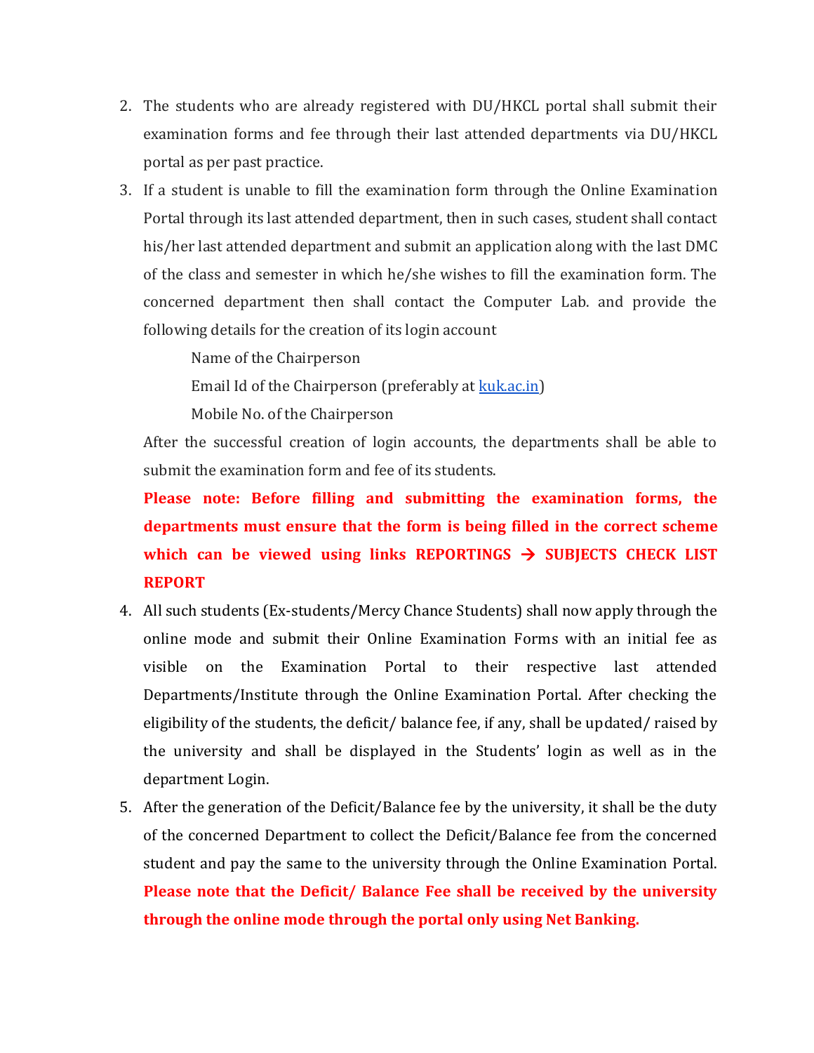2. The students who are already registered with DU/HKCL portal shall submit their examination forms and fee through their last attended departments via DU/HKCL portal as per past practice.

3. If a student is unable to fill the examination form through the Online Examination Portal through its last attended department, then in such cases, student shall contact his/her last attended department and submit an application along with the last DMC of the class and semester in which he/she wishes to fill the examination form. The concerned department then shall contact the Computer Lab. and provide the following details for the creation of its login account

   Name of the Chairperson

   Email Id of the Chairperson (preferably at [kuk.ac.in](kuk.ac.in))

   Mobile No. of the Chairperson

   After the successful creation of login accounts, the departments shall be able to submit the examination form and fee of its students.

   **Please note: Before filling and submitting the examination forms, the departments must ensure that the form is being filled in the correct scheme which can be viewed using links REPORTINGS → SUBJECTS CHECK LIST REPORT**

4. All such students (Ex-students/Mercy Chance Students) shall now apply through the online mode and submit their Online Examination Forms with an initial fee as visible on the Examination Portal to their respective last attended Departments/Institute through the Online Examination Portal. After checking the eligibility of the students, the deficit/ balance fee, if any, shall be updated/ raised by the university and shall be displayed in the Students' login as well as in the department Login.

5. After the generation of the Deficit/Balance fee by the university, it shall be the duty of the concerned Department to collect the Deficit/Balance fee from the concerned student and pay the same to the university through the Online Examination Portal. **Please note that the Deficit/ Balance Fee shall be received by the university through the online mode through the portal only using Net Banking.**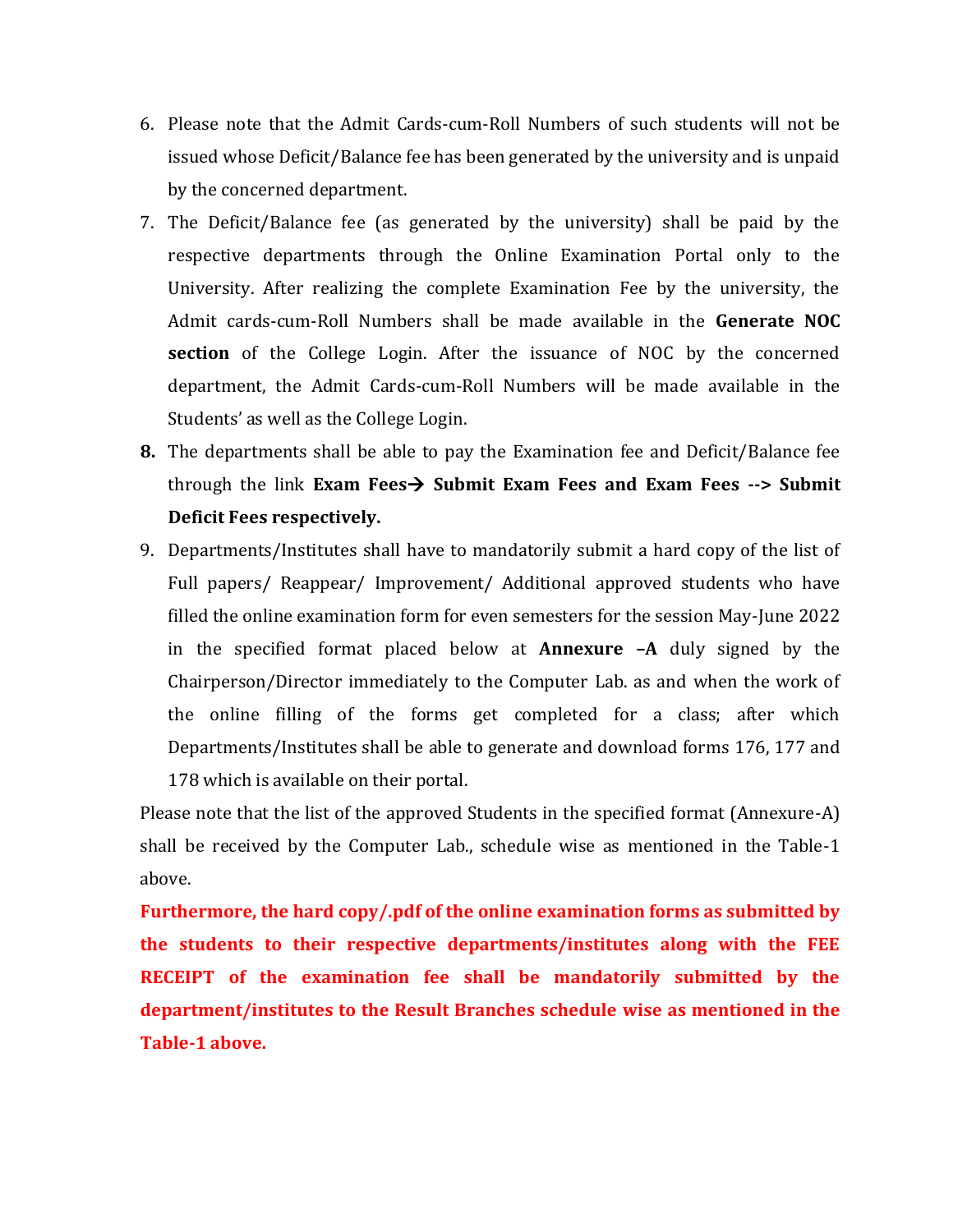6. Please note that the Admit Cards-cum-Roll Numbers of such students will not be issued whose Deficit/Balance fee has been generated by the university and is unpaid by the concerned department.
7. The Deficit/Balance fee (as generated by the university) shall be paid by the respective departments through the Online Examination Portal only to the University. After realizing the complete Examination Fee by the university, the Admit cards-cum-Roll Numbers shall be made available in the **Generate NOC section** of the College Login. After the issuance of NOC by the concerned department, the Admit Cards-cum-Roll Numbers will be made available in the Students' as well as the College Login.
8. The departments shall be able to pay the Examination fee and Deficit/Balance fee through the link **Exam Fees→ Submit Exam Fees and Exam Fees --> Submit Deficit Fees respectively.**
9. Departments/Institutes shall have to mandatorily submit a hard copy of the list of Full papers/ Reappear/ Improvement/ Additional approved students who have filled the online examination form for even semesters for the session May-June 2022 in the specified format placed below at **Annexure –A** duly signed by the Chairperson/Director immediately to the Computer Lab. as and when the work of the online filling of the forms get completed for a class; after which Departments/Institutes shall be able to generate and download forms 176, 177 and 178 which is available on their portal.

Please note that the list of the approved Students in the specified format (Annexure-A) shall be received by the Computer Lab., schedule wise as mentioned in the Table-1 above.

**Furthermore, the hard copy/.pdf of the online examination forms as submitted by the students to their respective departments/institutes along with the FEE RECEIPT of the examination fee shall be mandatorily submitted by the department/institutes to the Result Branches schedule wise as mentioned in the Table-1 above.**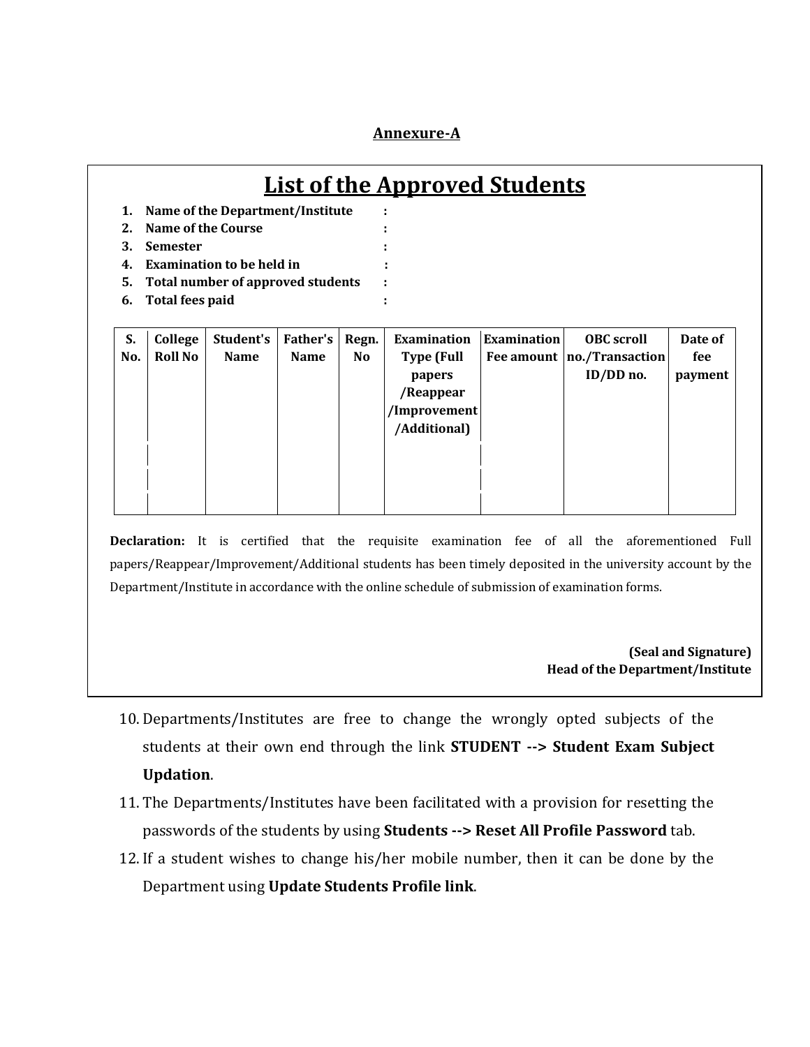**Annexure-A**

## List of the Approved Students

1. **Name of the Department/Institute :**
2. **Name of the Course :**
3. **Semester :**
4. **Examination to be held in :**
5. **Total number of approved students :**
6. **Total fees paid :**

| S. No. | College Roll No | Student's Name | Father's Name | Regn. No | Examination Type (Full papers /Reappear /Improvement /Additional) | Examination Fee amount | OBC scroll no./Transaction ID/DD no. | Date of fee payment |
|---|---|---|---|---|---|---|---|---|
| | | | | | | | | |

**Declaration:** It is certified that the requisite examination fee of all the aforementioned Full papers/Reappear/Improvement/Additional students has been timely deposited in the university account by the Department/Institute in accordance with the online schedule of submission of examination forms.

**(Seal and Signature)**
**Head of the Department/Institute**

10. Departments/Institutes are free to change the wrongly opted subjects of the students at their own end through the link **STUDENT --> Student Exam Subject Updation**.
11. The Departments/Institutes have been facilitated with a provision for resetting the passwords of the students by using **Students --> Reset All Profile Password** tab.
12. If a student wishes to change his/her mobile number, then it can be done by the Department using **Update Students Profile link**.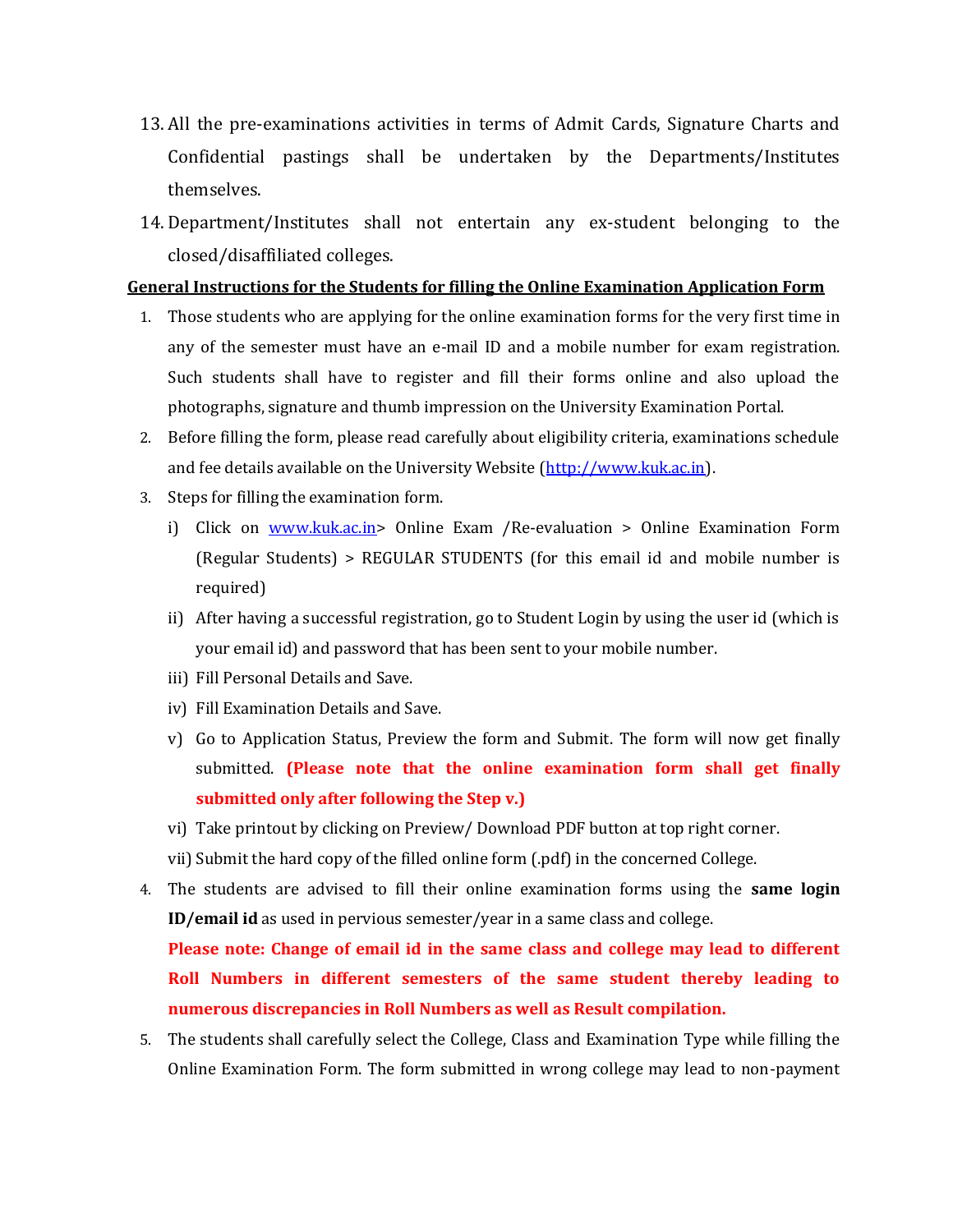13. All the pre-examinations activities in terms of Admit Cards, Signature Charts and Confidential pastings shall be undertaken by the Departments/Institutes themselves.
14. Department/Institutes shall not entertain any ex-student belonging to the closed/disaffiliated colleges.

**General Instructions for the Students for filling the Online Examination Application Form**

1. Those students who are applying for the online examination forms for the very first time in any of the semester must have an e-mail ID and a mobile number for exam registration. Such students shall have to register and fill their forms online and also upload the photographs, signature and thumb impression on the University Examination Portal.
2. Before filling the form, please read carefully about eligibility criteria, examinations schedule and fee details available on the University Website (http://www.kuk.ac.in).
3. Steps for filling the examination form.
   i) Click on www.kuk.ac.in> Online Exam /Re-evaluation > Online Examination Form (Regular Students) > REGULAR STUDENTS (for this email id and mobile number is required)
   ii) After having a successful registration, go to Student Login by using the user id (which is your email id) and password that has been sent to your mobile number.
   iii) Fill Personal Details and Save.
   iv) Fill Examination Details and Save.
   v) Go to Application Status, Preview the form and Submit. The form will now get finally submitted. **(Please note that the online examination form shall get finally submitted only after following the Step v.)**
   vi) Take printout by clicking on Preview/ Download PDF button at top right corner.
   vii) Submit the hard copy of the filled online form (.pdf) in the concerned College.
4. The students are advised to fill their online examination forms using the **same login ID/email id** as used in pervious semester/year in a same class and college.
   **Please note: Change of email id in the same class and college may lead to different Roll Numbers in different semesters of the same student thereby leading to numerous discrepancies in Roll Numbers as well as Result compilation.**
5. The students shall carefully select the College, Class and Examination Type while filling the Online Examination Form. The form submitted in wrong college may lead to non-payment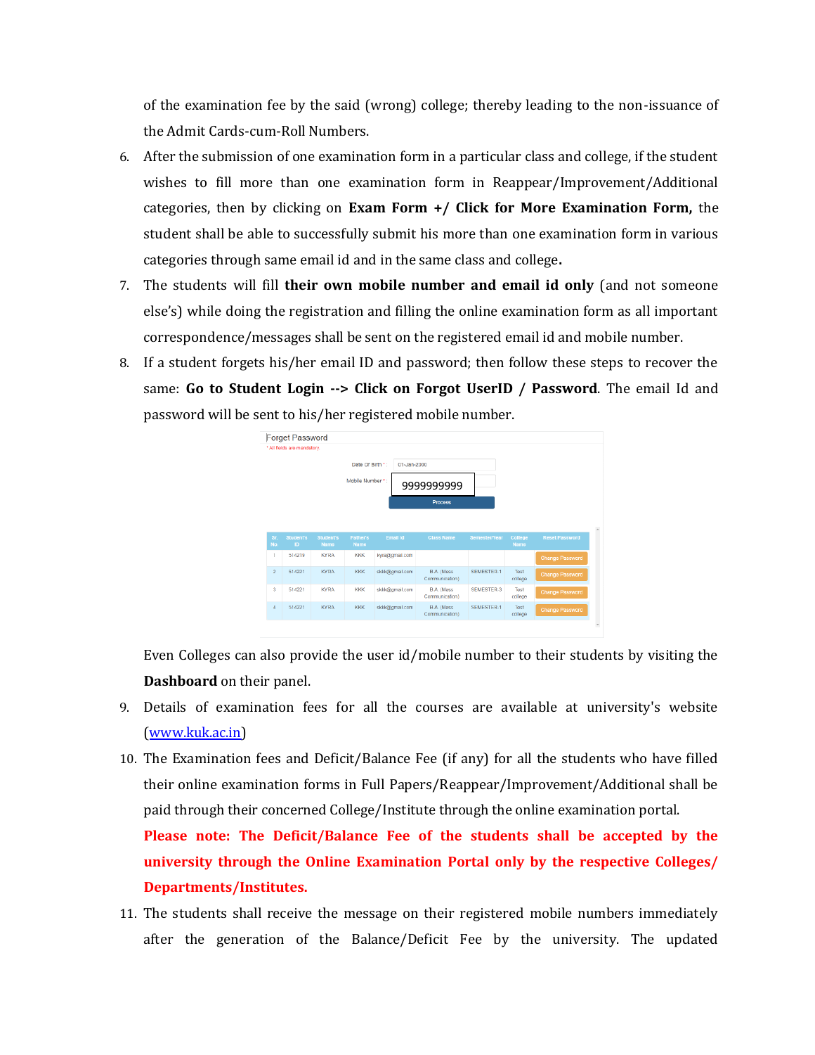of the examination fee by the said (wrong) college; thereby leading to the non-issuance of the Admit Cards-cum-Roll Numbers.

6. After the submission of one examination form in a particular class and college, if the student wishes to fill more than one examination form in Reappear/Improvement/Additional categories, then by clicking on **Exam Form +/ Click for More Examination Form,** the student shall be able to successfully submit his more than one examination form in various categories through same email id and in the same class and college**.**
7. The students will fill **their own mobile number and email id only** (and not someone else's) while doing the registration and filling the online examination form as all important correspondence/messages shall be sent on the registered email id and mobile number.
8. If a student forgets his/her email ID and password; then follow these steps to recover the same: **Go to Student Login --> Click on Forgot UserID / Password**. The email Id and password will be sent to his/her registered mobile number.

   Forget Password
   * All fields are mandatory

   Date Of Birth *: 01-Jan-2000
   Mobile Number *: 9999999999
   Process

   | Sr. No. | Student's ID | Student's Name | Father's Name | Email Id | Class Name | Semester/Year | College Name | Reset Password |
   |---|---|---|---|---|---|---|---|---|
   | 1 | 514219 | KYRA | KKK | kyra@gmail.com | | | | Change Password |
   | 2 | 514221 | KYRA | KKK | skkk@gmail.com | B.A. (Mass Communication) | SEMESTER-1 | Test college | Change Password |
   | 3 | 514221 | KYRA | KKK | skkk@gmail.com | B.A. (Mass Communication) | SEMESTER-3 | Test college | Change Password |
   | 4 | 514221 | KYRA | KKK | skkk@gmail.com | B.A. (Mass Communication) | SEMESTER-1 | Test college | Change Password |

   Even Colleges can also provide the user id/mobile number to their students by visiting the **Dashboard** on their panel.
9. Details of examination fees for all the courses are available at university's website (www.kuk.ac.in)
10. The Examination fees and Deficit/Balance Fee (if any) for all the students who have filled their online examination forms in Full Papers/Reappear/Improvement/Additional shall be paid through their concerned College/Institute through the online examination portal.

    **Please note: The Deficit/Balance Fee of the students shall be accepted by the university through the Online Examination Portal only by the respective Colleges/ Departments/Institutes.**
11. The students shall receive the message on their registered mobile numbers immediately after the generation of the Balance/Deficit Fee by the university. The updated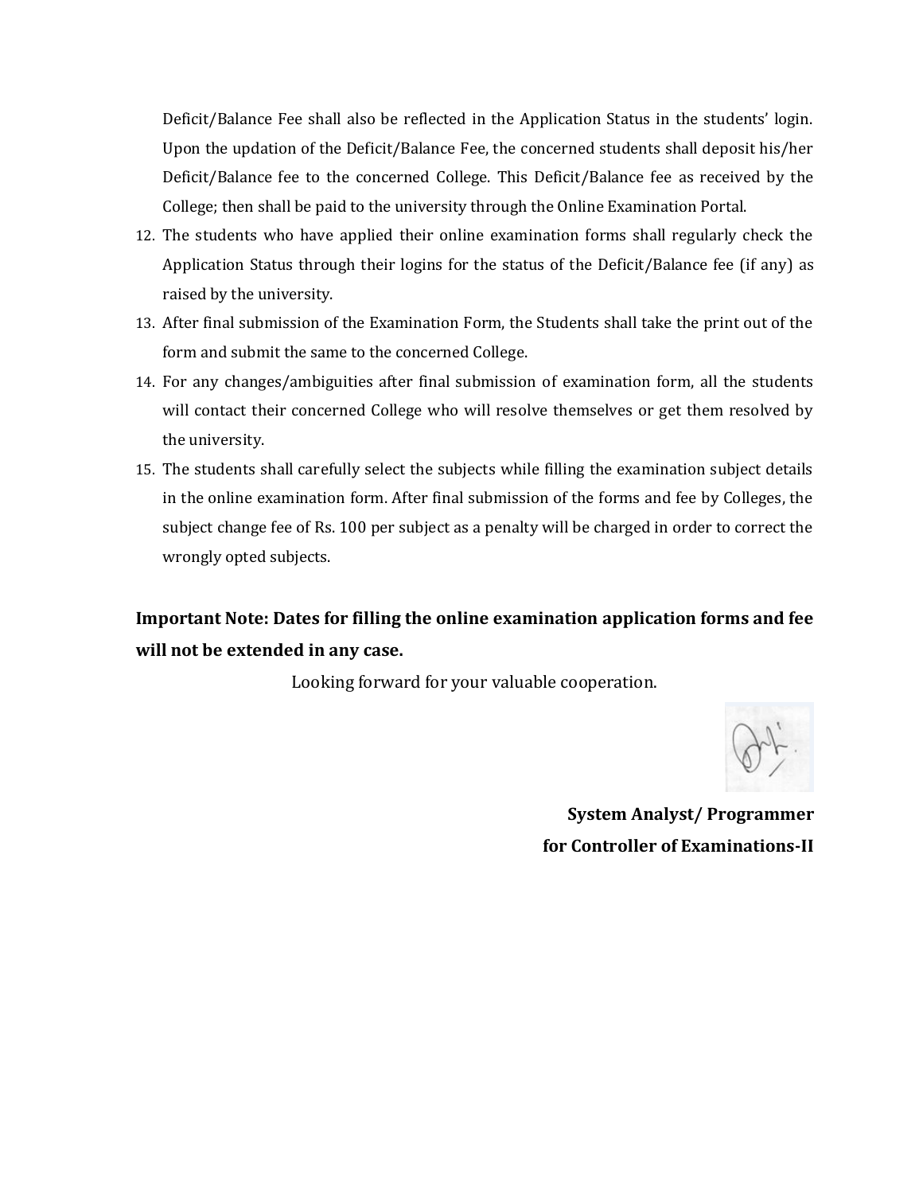Deficit/Balance Fee shall also be reflected in the Application Status in the students' login. Upon the updation of the Deficit/Balance Fee, the concerned students shall deposit his/her Deficit/Balance fee to the concerned College. This Deficit/Balance fee as received by the College; then shall be paid to the university through the Online Examination Portal.

12. The students who have applied their online examination forms shall regularly check the Application Status through their logins for the status of the Deficit/Balance fee (if any) as raised by the university.
13. After final submission of the Examination Form, the Students shall take the print out of the form and submit the same to the concerned College.
14. For any changes/ambiguities after final submission of examination form, all the students will contact their concerned College who will resolve themselves or get them resolved by the university.
15. The students shall carefully select the subjects while filling the examination subject details in the online examination form. After final submission of the forms and fee by Colleges, the subject change fee of Rs. 100 per subject as a penalty will be charged in order to correct the wrongly opted subjects.

**Important Note: Dates for filling the online examination application forms and fee will not be extended in any case.**

Looking forward for your valuable cooperation.

**System Analyst/ Programmer**
**for Controller of Examinations-II**